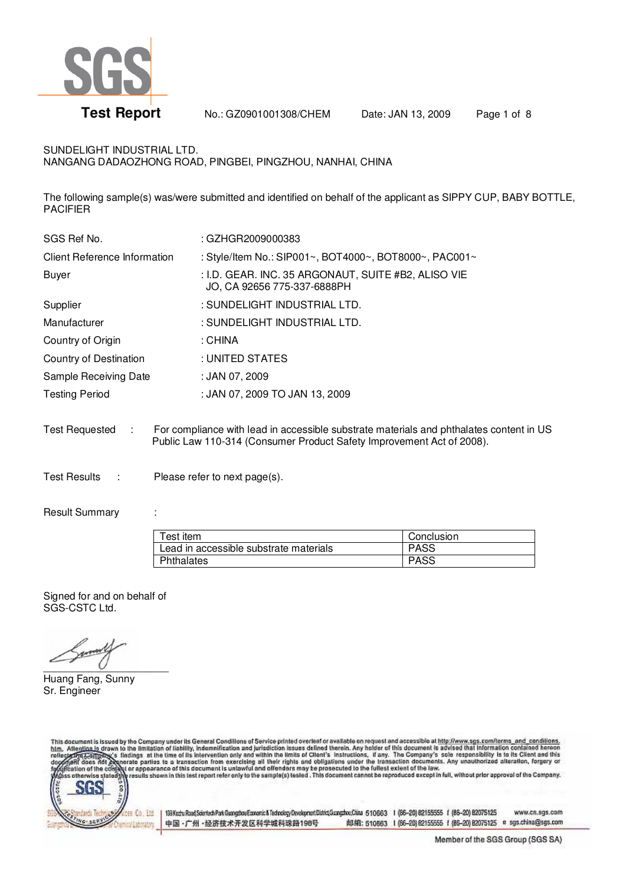# SGS

## Test Report

No.: GZ0901001308/CHEM Date: JAN 13, 2009

SUNDELIGHT INDUSTRIAL LTD.
NANGANG DADAOZHONG ROAD, PINGBEI, PINGZHOU, NANHAI, CHINA

The following sample(s) was/were submitted and identified on behalf of the applicant as SIPPY CUP, BABY BOTTLE, PACIFIER

| | |
|---|---|
| SGS Ref No. | : GZHGR2009000383 |
| Client Reference Information | : Style/Item No.: SIP001~, BOT4000~, BOT8000~, PAC001~ |
| Buyer | : I.D. GEAR. INC. 35 ARGONAUT, SUITE #B2, ALISO VIEJO, CA 92656 775-337-6888PH |
| Supplier | : SUNDELIGHT INDUSTRIAL LTD. |
| Manufacturer | : SUNDELIGHT INDUSTRIAL LTD. |
| Country of Origin | : CHINA |
| Country of Destination | : UNITED STATES |
| Sample Receiving Date | : JAN 07, 2009 |
| Testing Period | : JAN 07, 2009 TO JAN 13, 2009 |

Test Requested : For compliance with lead in accessible substrate materials and phthalates content in US Public Law 110-314 (Consumer Product Safety Improvement Act of 2008).

Test Results : Please refer to next page(s).

Result Summary :

| Test item | Conclusion |
|---|---|
| Lead in accessible substrate materials | PASS |
| Phthalates | PASS |

Signed for and on behalf of
SGS-CSTC Ltd.

Huang Fang, Sunny
Sr. Engineer

This document is issued by the Company under its General Conditions of Service printed overleaf or available on request and accessible at http://www.sgs.com/terms_and_conditions.htm. Attention is drawn to the limitation of liability, indemnification and jurisdiction issues defined therein. Any holder of this document is advised that information contained hereon reflects the Company's findings at the time of its intervention only and within the limits of Client's instructions, if any. The Company's sole responsibility is to its Client and this document does not exonerate parties to a transaction from exercising all their rights and obligations under the transaction documents. Any unauthorized alteration, forgery or falsification of the content or appearance of this document is unlawful and offenders may be prosecuted to the fullest extent of the law. Unless otherwise stated the results shown in this test report refer only to the sample(s) tested. This document cannot be reproduced except in full, without prior approval of the Company.

198 Kezhu Road, Scientech Park Guangzhou Economic & Technology Development District, Guangzhou, China 510663 t (86-20) 82155555 f (86-20) 82075125 www.cn.sgs.com
中国・广州・经济技术开发区科学城科珠路198号 邮编: 510663 t (86-20) 82155555 f (86-20) 82075125 e sgs.china@sgs.com

Member of the SGS Group (SGS SA)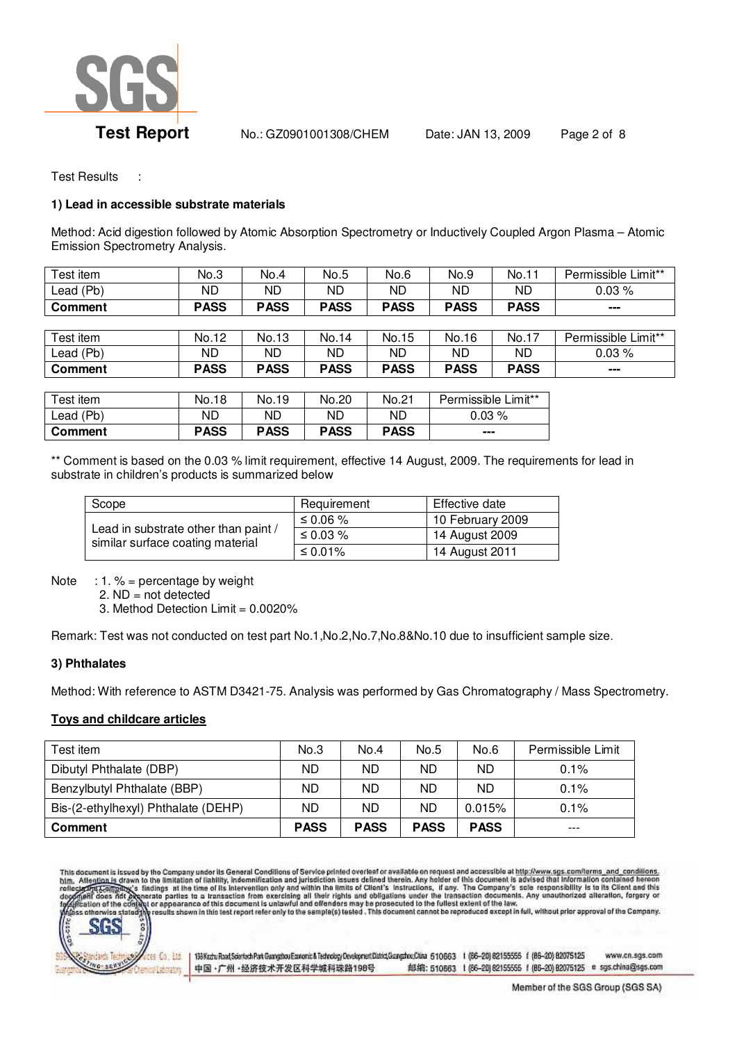Test Results :

**1) Lead in accessible substrate materials**

Method: Acid digestion followed by Atomic Absorption Spectrometry or Inductively Coupled Argon Plasma – Atomic Emission Spectrometry Analysis.

| Test item | No.3 | No.4 | No.5 | No.6 | No.9 | No.11 | Permissible Limit** |
|---|---|---|---|---|---|---|---|
| Lead (Pb) | ND | ND | ND | ND | ND | ND | 0.03 % |
| **Comment** | **PASS** | **PASS** | **PASS** | **PASS** | **PASS** | **PASS** | --- |

| Test item | No.12 | No.13 | No.14 | No.15 | No.16 | No.17 | Permissible Limit** |
|---|---|---|---|---|---|---|---|
| Lead (Pb) | ND | ND | ND | ND | ND | ND | 0.03 % |
| **Comment** | **PASS** | **PASS** | **PASS** | **PASS** | **PASS** | **PASS** | --- |

| Test item | No.18 | No.19 | No.20 | No.21 | Permissible Limit** |
|---|---|---|---|---|---|
| Lead (Pb) | ND | ND | ND | ND | 0.03 % |
| **Comment** | **PASS** | **PASS** | **PASS** | **PASS** | --- |

** Comment is based on the 0.03 % limit requirement, effective 14 August, 2009. The requirements for lead in substrate in children's products is summarized below

| Scope | Requirement | Effective date |
|---|---|---|
| Lead in substrate other than paint / similar surface coating material | ≤ 0.06 % | 10 February 2009 |
| | ≤ 0.03 % | 14 August 2009 |
| | ≤ 0.01% | 14 August 2011 |

Note : 1. % = percentage by weight
2. ND = not detected
3. Method Detection Limit = 0.0020%

Remark: Test was not conducted on test part No.1,No.2,No.7,No.8&No.10 due to insufficient sample size.

**3) Phthalates**

Method: With reference to ASTM D3421-75. Analysis was performed by Gas Chromatography / Mass Spectrometry.

**Toys and childcare articles**

| Test item | No.3 | No.4 | No.5 | No.6 | Permissible Limit |
|---|---|---|---|---|---|
| Dibutyl Phthalate (DBP) | ND | ND | ND | ND | 0.1% |
| Benzylbutyl Phthalate (BBP) | ND | ND | ND | ND | 0.1% |
| Bis-(2-ethylhexyl) Phthalate (DEHP) | ND | ND | ND | 0.015% | 0.1% |
| **Comment** | **PASS** | **PASS** | **PASS** | **PASS** | --- |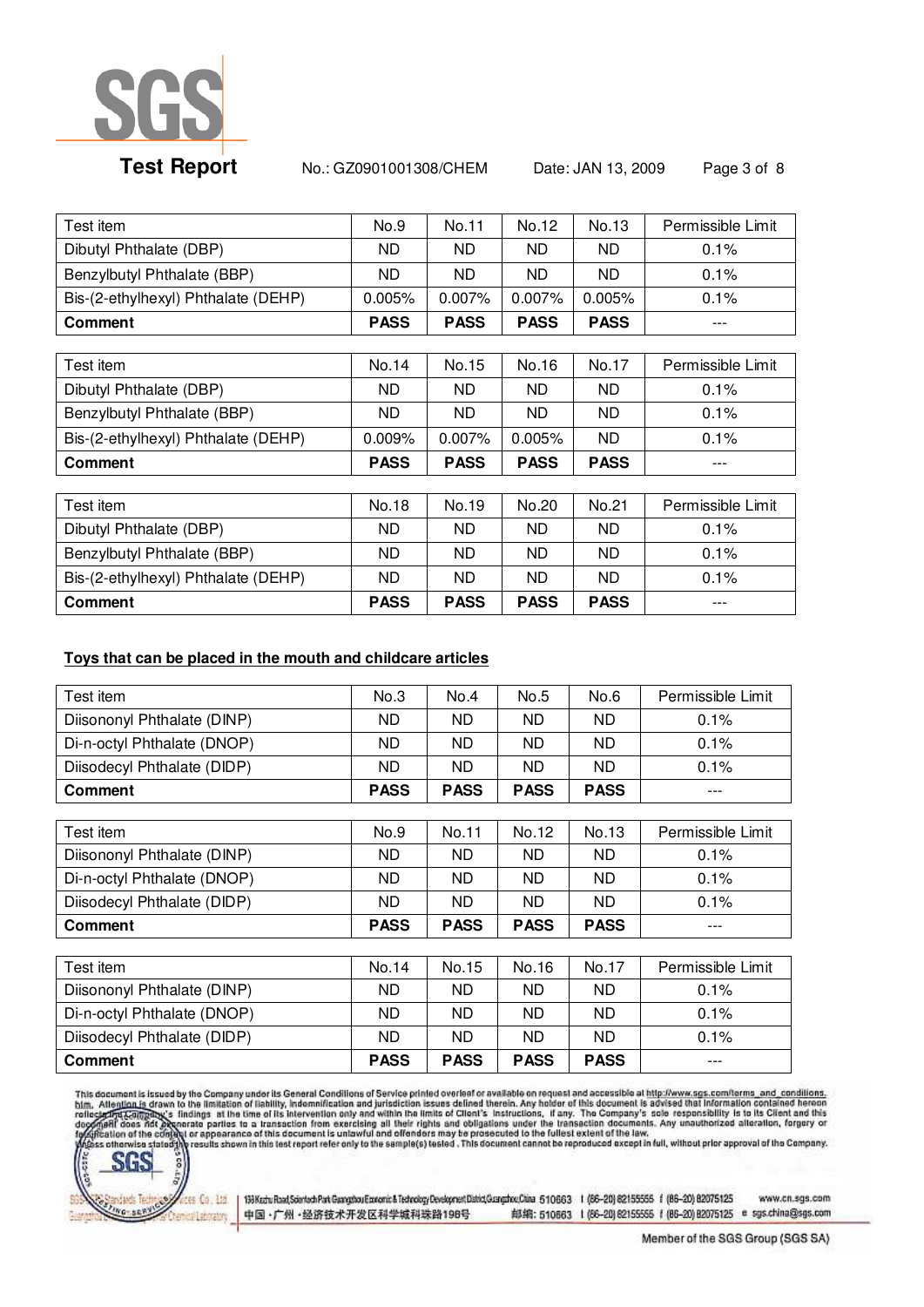| Test item | No.9 | No.11 | No.12 | No.13 | Permissible Limit |
|---|---|---|---|---|---|
| Dibutyl Phthalate (DBP) | ND | ND | ND | ND | 0.1% |
| Benzylbutyl Phthalate (BBP) | ND | ND | ND | ND | 0.1% |
| Bis-(2-ethylhexyl) Phthalate (DEHP) | 0.005% | 0.007% | 0.007% | 0.005% | 0.1% |
| **Comment** | **PASS** | **PASS** | **PASS** | **PASS** | --- |

| Test item | No.14 | No.15 | No.16 | No.17 | Permissible Limit |
|---|---|---|---|---|---|
| Dibutyl Phthalate (DBP) | ND | ND | ND | ND | 0.1% |
| Benzylbutyl Phthalate (BBP) | ND | ND | ND | ND | 0.1% |
| Bis-(2-ethylhexyl) Phthalate (DEHP) | 0.009% | 0.007% | 0.005% | ND | 0.1% |
| **Comment** | **PASS** | **PASS** | **PASS** | **PASS** | --- |

| Test item | No.18 | No.19 | No.20 | No.21 | Permissible Limit |
|---|---|---|---|---|---|
| Dibutyl Phthalate (DBP) | ND | ND | ND | ND | 0.1% |
| Benzylbutyl Phthalate (BBP) | ND | ND | ND | ND | 0.1% |
| Bis-(2-ethylhexyl) Phthalate (DEHP) | ND | ND | ND | ND | 0.1% |
| **Comment** | **PASS** | **PASS** | **PASS** | **PASS** | --- |

**Toys that can be placed in the mouth and childcare articles**

| Test item | No.3 | No.4 | No.5 | No.6 | Permissible Limit |
|---|---|---|---|---|---|
| Diisononyl Phthalate (DINP) | ND | ND | ND | ND | 0.1% |
| Di-n-octyl Phthalate (DNOP) | ND | ND | ND | ND | 0.1% |
| Diisodecyl Phthalate (DIDP) | ND | ND | ND | ND | 0.1% |
| **Comment** | **PASS** | **PASS** | **PASS** | **PASS** | --- |

| Test item | No.9 | No.11 | No.12 | No.13 | Permissible Limit |
|---|---|---|---|---|---|
| Diisononyl Phthalate (DINP) | ND | ND | ND | ND | 0.1% |
| Di-n-octyl Phthalate (DNOP) | ND | ND | ND | ND | 0.1% |
| Diisodecyl Phthalate (DIDP) | ND | ND | ND | ND | 0.1% |
| **Comment** | **PASS** | **PASS** | **PASS** | **PASS** | --- |

| Test item | No.14 | No.15 | No.16 | No.17 | Permissible Limit |
|---|---|---|---|---|---|
| Diisononyl Phthalate (DINP) | ND | ND | ND | ND | 0.1% |
| Di-n-octyl Phthalate (DNOP) | ND | ND | ND | ND | 0.1% |
| Diisodecyl Phthalate (DIDP) | ND | ND | ND | ND | 0.1% |
| **Comment** | **PASS** | **PASS** | **PASS** | **PASS** | --- |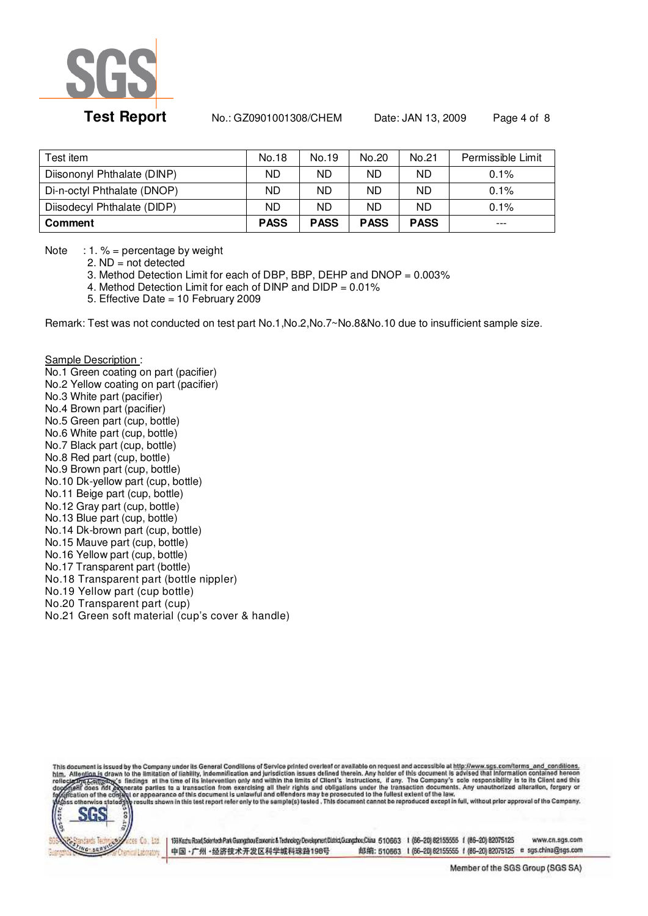| Test item | No.18 | No.19 | No.20 | No.21 | Permissible Limit |
|---|---|---|---|---|---|
| Diisononyl Phthalate (DINP) | ND | ND | ND | ND | 0.1% |
| Di-n-octyl Phthalate (DNOP) | ND | ND | ND | ND | 0.1% |
| Diisodecyl Phthalate (DIDP) | ND | ND | ND | ND | 0.1% |
| **Comment** | **PASS** | **PASS** | **PASS** | **PASS** | --- |

Note : 1. % = percentage by weight
2. ND = not detected
3. Method Detection Limit for each of DBP, BBP, DEHP and DNOP = 0.003%
4. Method Detection Limit for each of DINP and DIDP = 0.01%
5. Effective Date = 10 February 2009

Remark: Test was not conducted on test part No.1,No.2,No.7~No.8&No.10 due to insufficient sample size.

Sample Description :

No.1 Green coating on part (pacifier)
No.2 Yellow coating on part (pacifier)
No.3 White part (pacifier)
No.4 Brown part (pacifier)
No.5 Green part (cup, bottle)
No.6 White part (cup, bottle)
No.7 Black part (cup, bottle)
No.8 Red part (cup, bottle)
No.9 Brown part (cup, bottle)
No.10 Dk-yellow part (cup, bottle)
No.11 Beige part (cup, bottle)
No.12 Gray part (cup, bottle)
No.13 Blue part (cup, bottle)
No.14 Dk-brown part (cup, bottle)
No.15 Mauve part (cup, bottle)
No.16 Yellow part (cup, bottle)
No.17 Transparent part (bottle)
No.18 Transparent part (bottle nippler)
No.19 Yellow part (cup bottle)
No.20 Transparent part (cup)
No.21 Green soft material (cup's cover & handle)

This document is issued by the Company under its General Conditions of Service printed overleaf or available on request and accessible at http://www.sgs.com/terms_and_conditions.htm. Attention is drawn to the limitation of liability, indemnification and jurisdiction issues defined therein. Any holder of this document is advised that information contained hereon reflects the Company's findings at the time of its intervention only and within the limits of Client's instructions, if any. The Company's sole responsibility is to its Client and this document does not exonerate parties to a transaction from exercising all their rights and obligations under the transaction documents. Any unauthorized alteration, forgery or falsification of the content or appearance of this document is unlawful and offenders may be prosecuted to the fullest extent of the law. Unless otherwise stated the results shown in this test report refer only to the sample(s) tested. This document cannot be reproduced except in full, without prior approval of the Company.

198 Kezhu Road,Scientech Park Guangzhou Economic & Technology Development District,Guangzhou,China 510663 t (86–20) 82155555 f (86–20) 82075125 www.cn.sgs.com
中国・广州・经济技术开发区科学城科珠路198号 邮编: 510663 t (86–20) 82155555 f (86–20) 82075125 e sgs.china@sgs.com

Member of the SGS Group (SGS SA)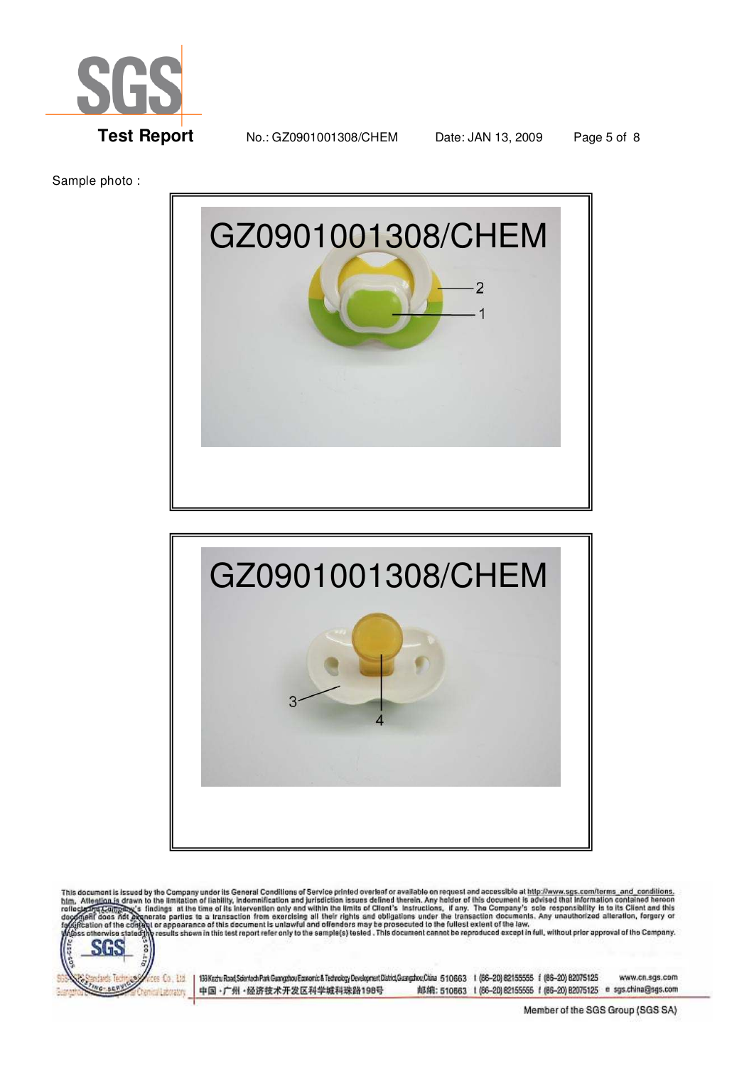Sample photo :

GZ0901001308/CHEM

2

1

GZ0901001308/CHEM

3

4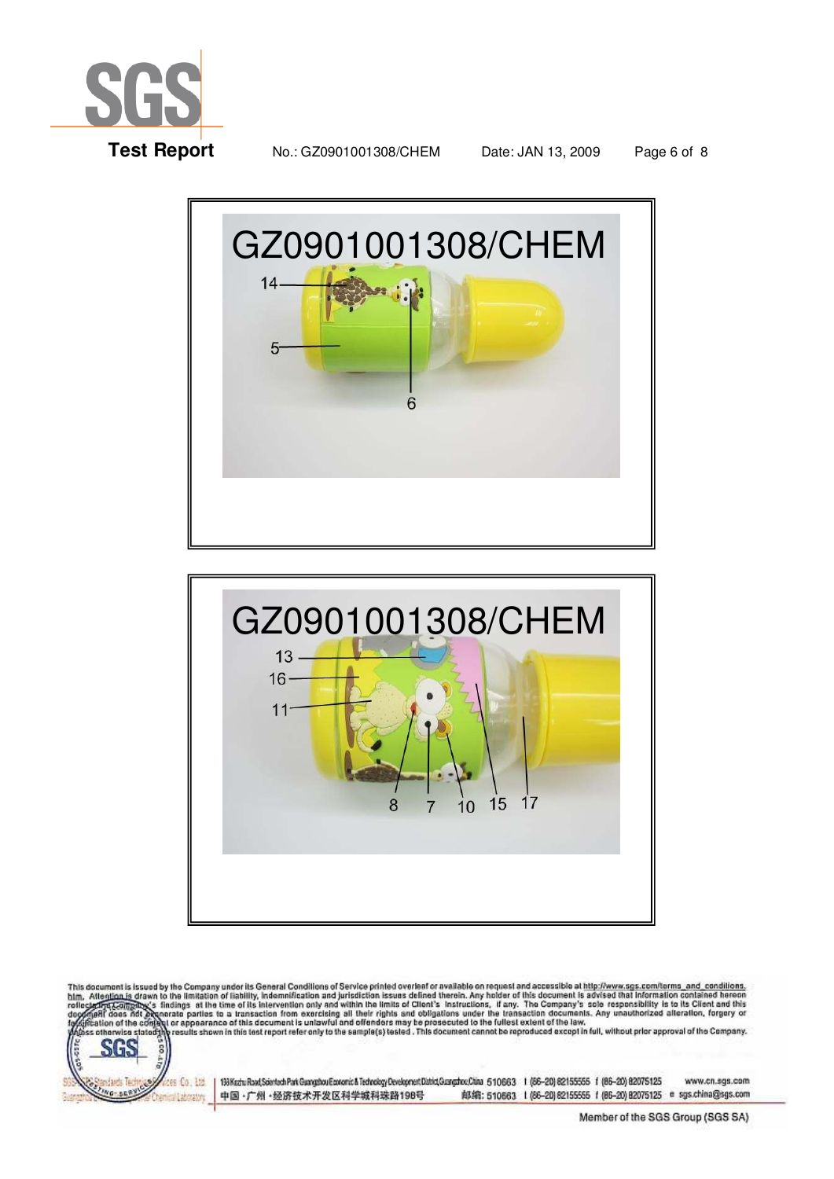GZ0901001308/CHEM

14

5

6

GZ0901001308/CHEM

13

16

11

8 7 10 15 17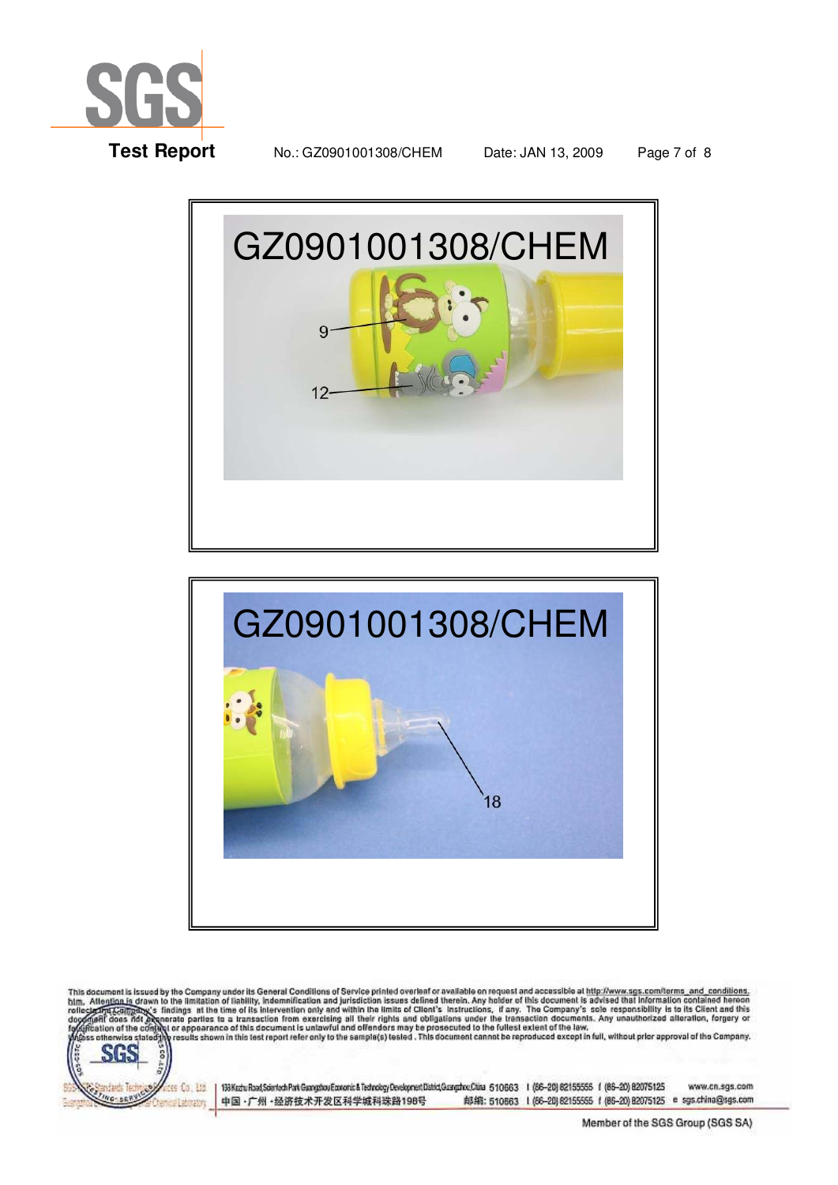GZ0901001308/CHEM

9

12

GZ0901001308/CHEM

18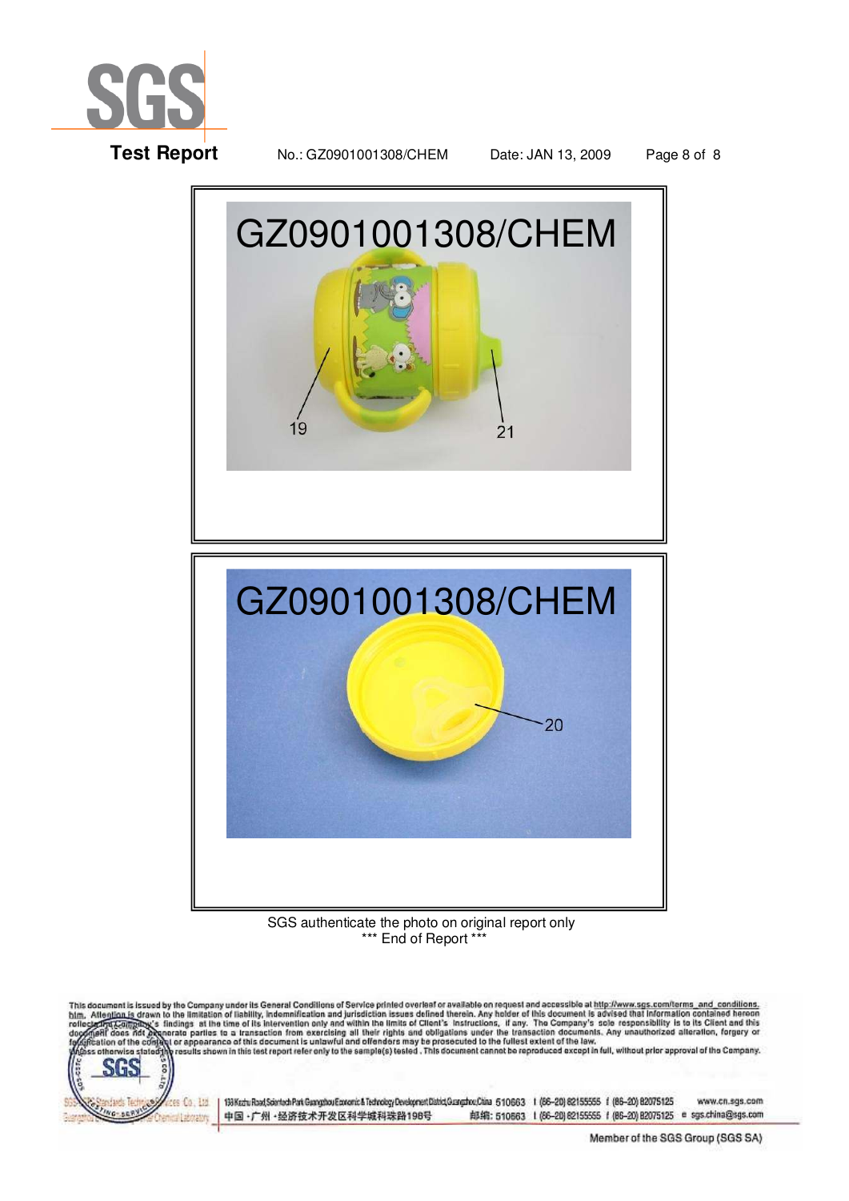GZ0901001308/CHEM

19

21

GZ0901001308/CHEM

20

SGS authenticate the photo on original report only

*** End of Report ***

This document is issued by the Company under its General Conditions of Service printed overleaf or available on request and accessible at http://www.sgs.com/terms_and_conditions.htm. Attention is drawn to the limitation of liability, indemnification and jurisdiction issues defined therein. Any holder of this document is advised that information contained hereon reflects the Company's findings at the time of its intervention only and within the limits of Client's instructions, if any. The Company's sole responsibility is to its Client and this document does not exonerate parties to a transaction from exercising all their rights and obligations under the transaction documents. Any unauthorized alteration, forgery or falsification of the content or appearance of this document is unlawful and offenders may be prosecuted to the fullest extent of the law. Unless otherwise stated the results shown in this test report refer only to the sample(s) tested. This document cannot be reproduced except in full, without prior approval of the Company.

198 Kezhu Road, Scientech Park Guangzhou Economic & Technology Development District, Guangzhou, China 510663 t (86-20) 82155555 f (86-20) 82075125 www.cn.sgs.com

中国・广州・经济技术开发区科学城科珠路198号 邮编: 510663 t (86-20) 82155555 f (86-20) 82075125 e sgs.china@sgs.com

Member of the SGS Group (SGS SA)